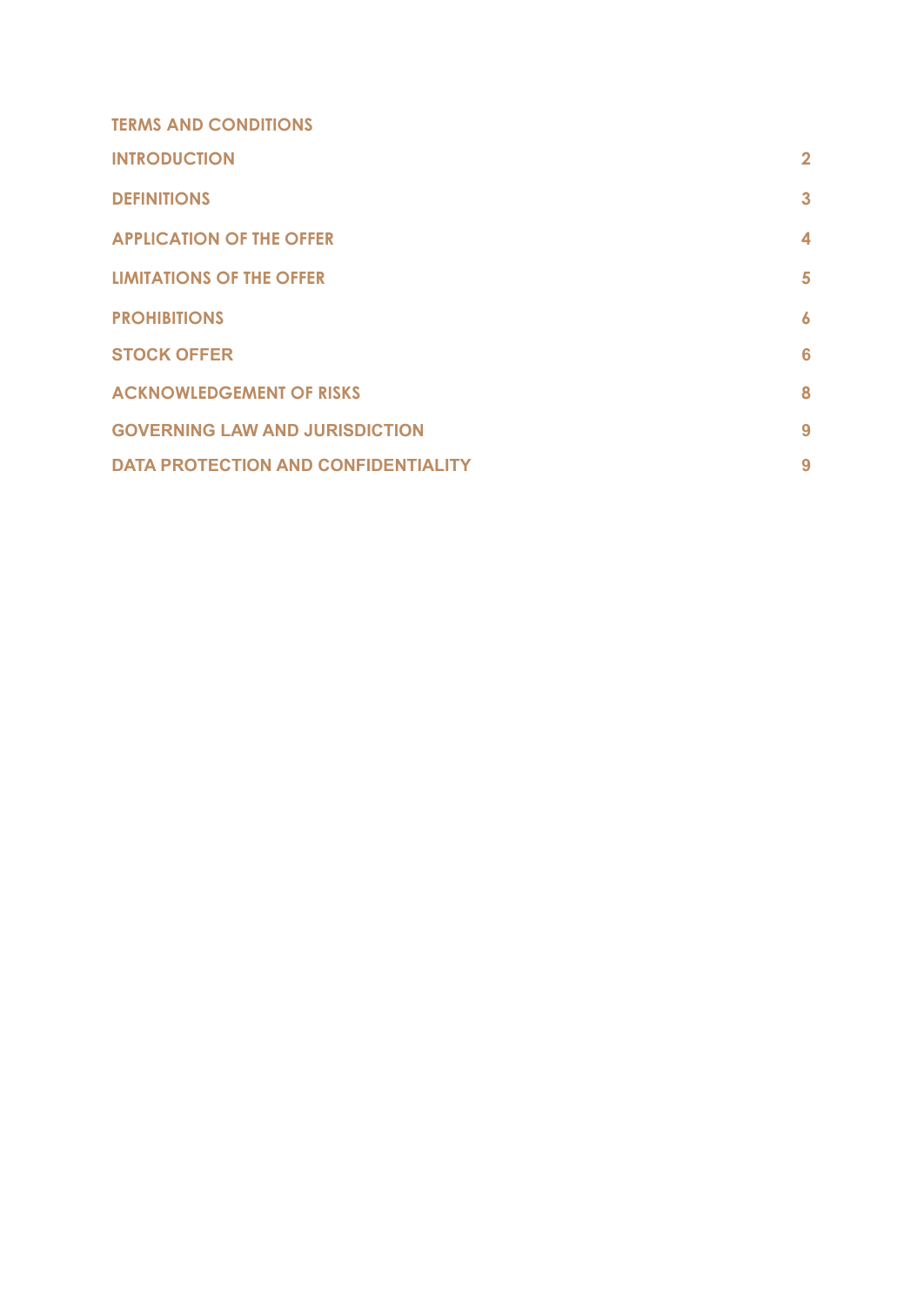# TERMS AND CONDITIONS

| | |
|---|---|
| INTRODUCTION | 2 |
| DEFINITIONS | 3 |
| APPLICATION OF THE OFFER | 4 |
| LIMITATIONS OF THE OFFER | 5 |
| PROHIBITIONS | 6 |
| STOCK OFFER | 6 |
| ACKNOWLEDGEMENT OF RISKS | 8 |
| GOVERNING LAW AND JURISDICTION | 9 |
| DATA PROTECTION AND CONFIDENTIALITY | 9 |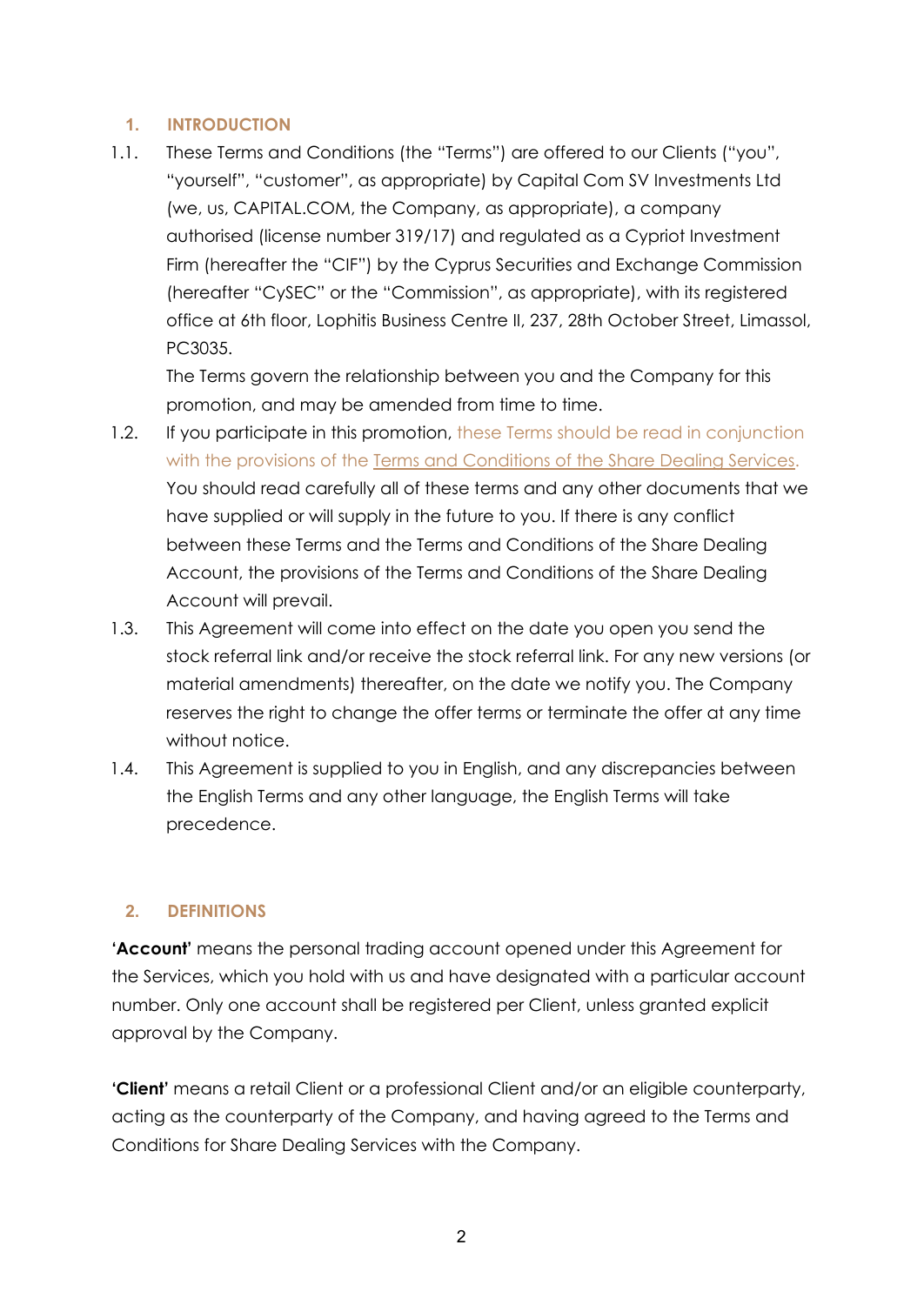## 1. INTRODUCTION

1.1. These Terms and Conditions (the "Terms") are offered to our Clients ("you", "yourself", "customer", as appropriate) by Capital Com SV Investments Ltd (we, us, CAPITAL.COM, the Company, as appropriate), a company authorised (license number 319/17) and regulated as a Cypriot Investment Firm (hereafter the "CIF") by the Cyprus Securities and Exchange Commission (hereafter "CySEC" or the "Commission", as appropriate), with its registered office at 6th floor, Lophitis Business Centre II, 237, 28th October Street, Limassol, PC3035.

The Terms govern the relationship between you and the Company for this promotion, and may be amended from time to time.

1.2. If you participate in this promotion, these Terms should be read in conjunction with the provisions of the Terms and Conditions of the Share Dealing Services. You should read carefully all of these terms and any other documents that we have supplied or will supply in the future to you. If there is any conflict between these Terms and the Terms and Conditions of the Share Dealing Account, the provisions of the Terms and Conditions of the Share Dealing Account will prevail.

1.3. This Agreement will come into effect on the date you open you send the stock referral link and/or receive the stock referral link. For any new versions (or material amendments) thereafter, on the date we notify you. The Company reserves the right to change the offer terms or terminate the offer at any time without notice.

1.4. This Agreement is supplied to you in English, and any discrepancies between the English Terms and any other language, the English Terms will take precedence.

## 2. DEFINITIONS

**'Account'** means the personal trading account opened under this Agreement for the Services, which you hold with us and have designated with a particular account number. Only one account shall be registered per Client, unless granted explicit approval by the Company.

**'Client'** means a retail Client or a professional Client and/or an eligible counterparty, acting as the counterparty of the Company, and having agreed to the Terms and Conditions for Share Dealing Services with the Company.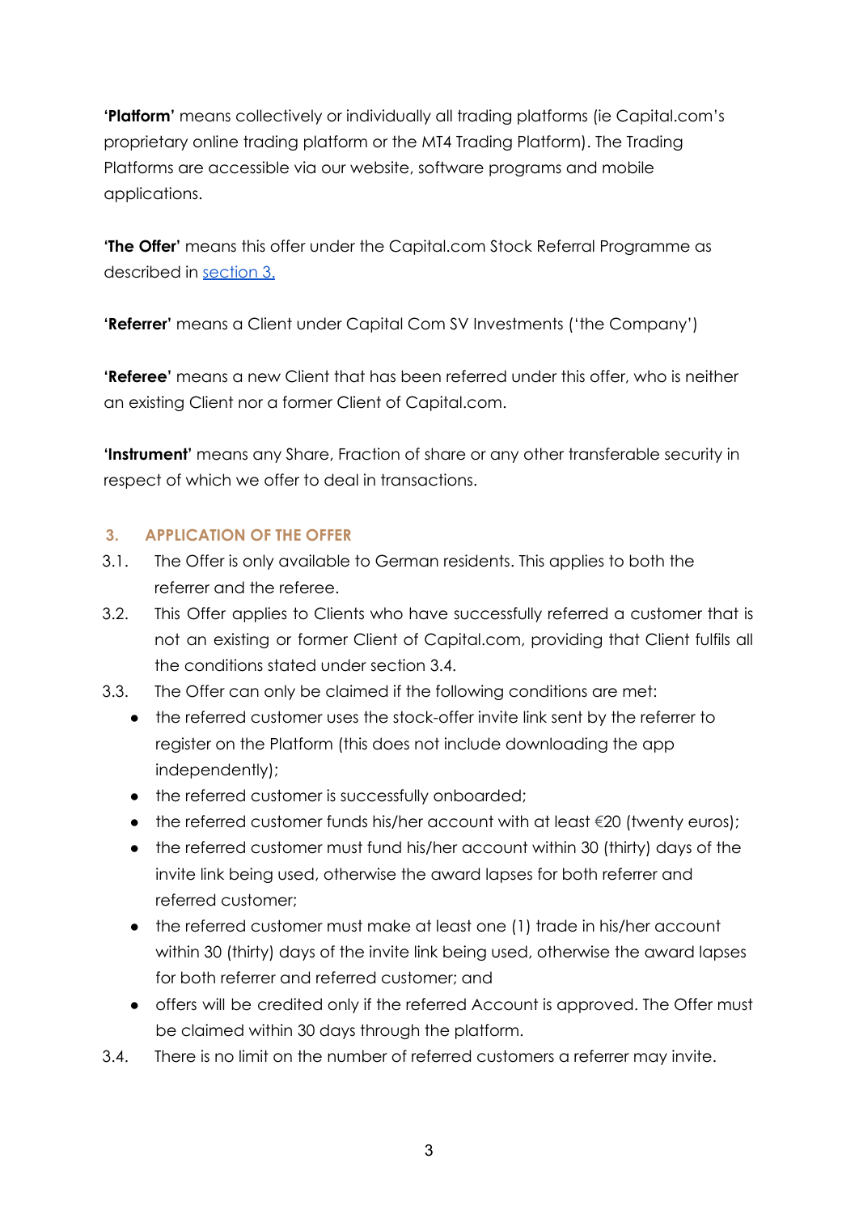**'Platform'** means collectively or individually all trading platforms (ie Capital.com's proprietary online trading platform or the MT4 Trading Platform). The Trading Platforms are accessible via our website, software programs and mobile applications.

**'The Offer'** means this offer under the Capital.com Stock Referral Programme as described in section 3.

**'Referrer'** means a Client under Capital Com SV Investments ('the Company')

**'Referee'** means a new Client that has been referred under this offer, who is neither an existing Client nor a former Client of Capital.com.

**'Instrument'** means any Share, Fraction of share or any other transferable security in respect of which we offer to deal in transactions.

## 3. APPLICATION OF THE OFFER

3.1. The Offer is only available to German residents. This applies to both the referrer and the referee.

3.2. This Offer applies to Clients who have successfully referred a customer that is not an existing or former Client of Capital.com, providing that Client fulfils all the conditions stated under section 3.4.

3.3. The Offer can only be claimed if the following conditions are met:

- the referred customer uses the stock-offer invite link sent by the referrer to register on the Platform (this does not include downloading the app independently);
- the referred customer is successfully onboarded;
- the referred customer funds his/her account with at least €20 (twenty euros);
- the referred customer must fund his/her account within 30 (thirty) days of the invite link being used, otherwise the award lapses for both referrer and referred customer;
- the referred customer must make at least one (1) trade in his/her account within 30 (thirty) days of the invite link being used, otherwise the award lapses for both referrer and referred customer; and
- offers will be credited only if the referred Account is approved. The Offer must be claimed within 30 days through the platform.

3.4. There is no limit on the number of referred customers a referrer may invite.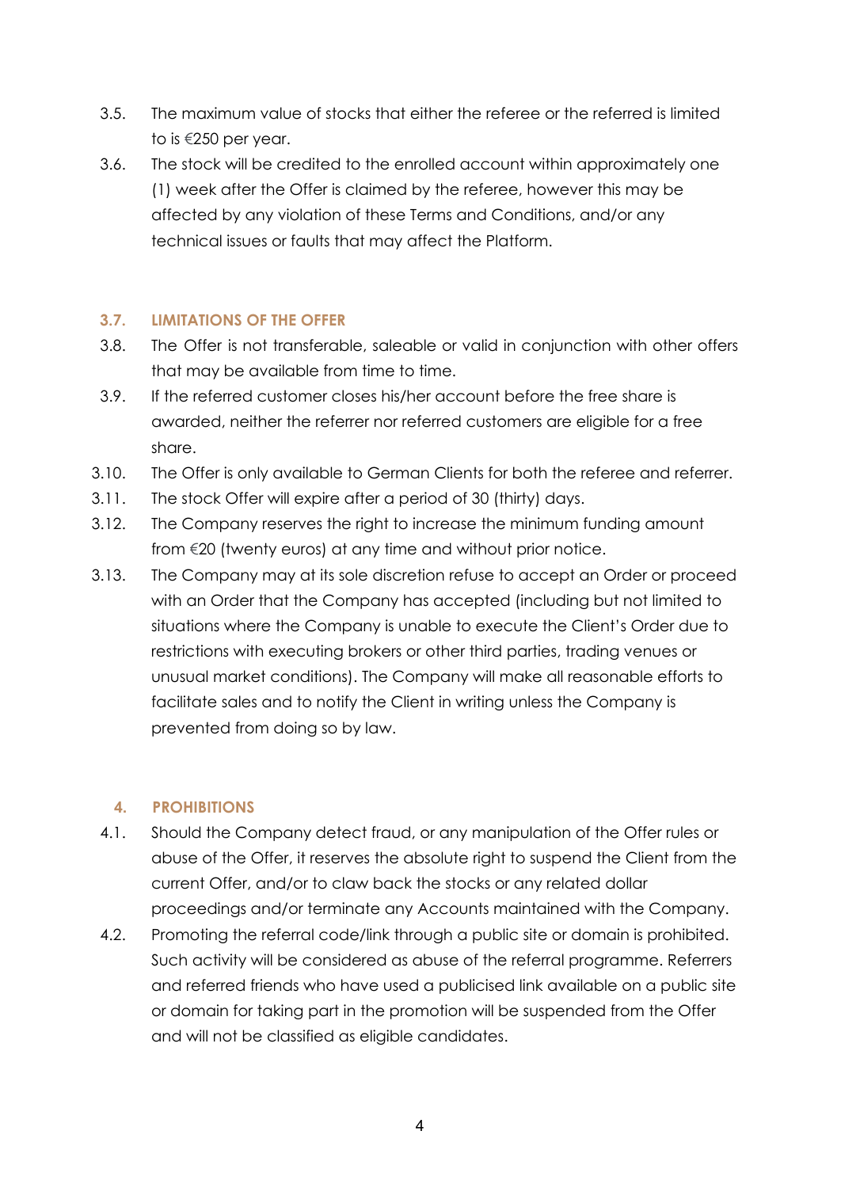3.5. The maximum value of stocks that either the referee or the referred is limited to is €250 per year.

3.6. The stock will be credited to the enrolled account within approximately one (1) week after the Offer is claimed by the referee, however this may be affected by any violation of these Terms and Conditions, and/or any technical issues or faults that may affect the Platform.

### 3.7. LIMITATIONS OF THE OFFER

3.8. The Offer is not transferable, saleable or valid in conjunction with other offers that may be available from time to time.

3.9. If the referred customer closes his/her account before the free share is awarded, neither the referrer nor referred customers are eligible for a free share.

3.10. The Offer is only available to German Clients for both the referee and referrer.

3.11. The stock Offer will expire after a period of 30 (thirty) days.

3.12. The Company reserves the right to increase the minimum funding amount from €20 (twenty euros) at any time and without prior notice.

3.13. The Company may at its sole discretion refuse to accept an Order or proceed with an Order that the Company has accepted (including but not limited to situations where the Company is unable to execute the Client's Order due to restrictions with executing brokers or other third parties, trading venues or unusual market conditions). The Company will make all reasonable efforts to facilitate sales and to notify the Client in writing unless the Company is prevented from doing so by law.

## 4. PROHIBITIONS

4.1. Should the Company detect fraud, or any manipulation of the Offer rules or abuse of the Offer, it reserves the absolute right to suspend the Client from the current Offer, and/or to claw back the stocks or any related dollar proceedings and/or terminate any Accounts maintained with the Company.

4.2. Promoting the referral code/link through a public site or domain is prohibited. Such activity will be considered as abuse of the referral programme. Referrers and referred friends who have used a publicised link available on a public site or domain for taking part in the promotion will be suspended from the Offer and will not be classified as eligible candidates.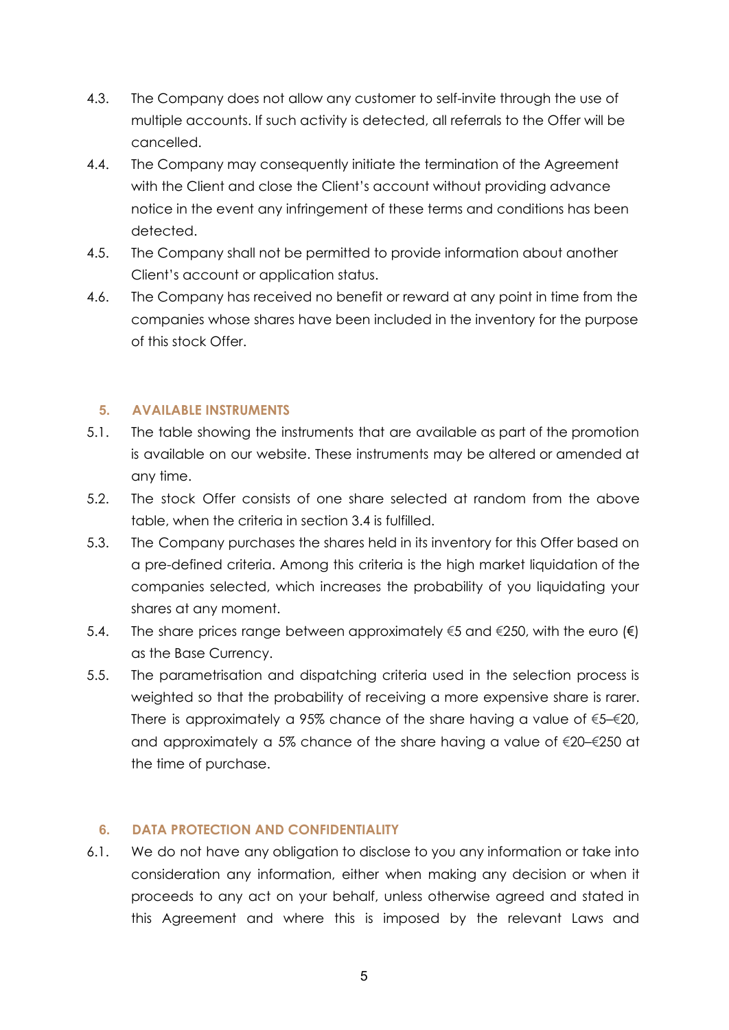4.3. The Company does not allow any customer to self-invite through the use of multiple accounts. If such activity is detected, all referrals to the Offer will be cancelled.

4.4. The Company may consequently initiate the termination of the Agreement with the Client and close the Client's account without providing advance notice in the event any infringement of these terms and conditions has been detected.

4.5. The Company shall not be permitted to provide information about another Client's account or application status.

4.6. The Company has received no benefit or reward at any point in time from the companies whose shares have been included in the inventory for the purpose of this stock Offer.

## 5. AVAILABLE INSTRUMENTS

5.1. The table showing the instruments that are available as part of the promotion is available on our website. These instruments may be altered or amended at any time.

5.2. The stock Offer consists of one share selected at random from the above table, when the criteria in section 3.4 is fulfilled.

5.3. The Company purchases the shares held in its inventory for this Offer based on a pre-defined criteria. Among this criteria is the high market liquidation of the companies selected, which increases the probability of you liquidating your shares at any moment.

5.4. The share prices range between approximately €5 and €250, with the euro (€) as the Base Currency.

5.5. The parametrisation and dispatching criteria used in the selection process is weighted so that the probability of receiving a more expensive share is rarer. There is approximately a 95% chance of the share having a value of €5–€20, and approximately a 5% chance of the share having a value of €20–€250 at the time of purchase.

## 6. DATA PROTECTION AND CONFIDENTIALITY

6.1. We do not have any obligation to disclose to you any information or take into consideration any information, either when making any decision or when it proceeds to any act on your behalf, unless otherwise agreed and stated in this Agreement and where this is imposed by the relevant Laws and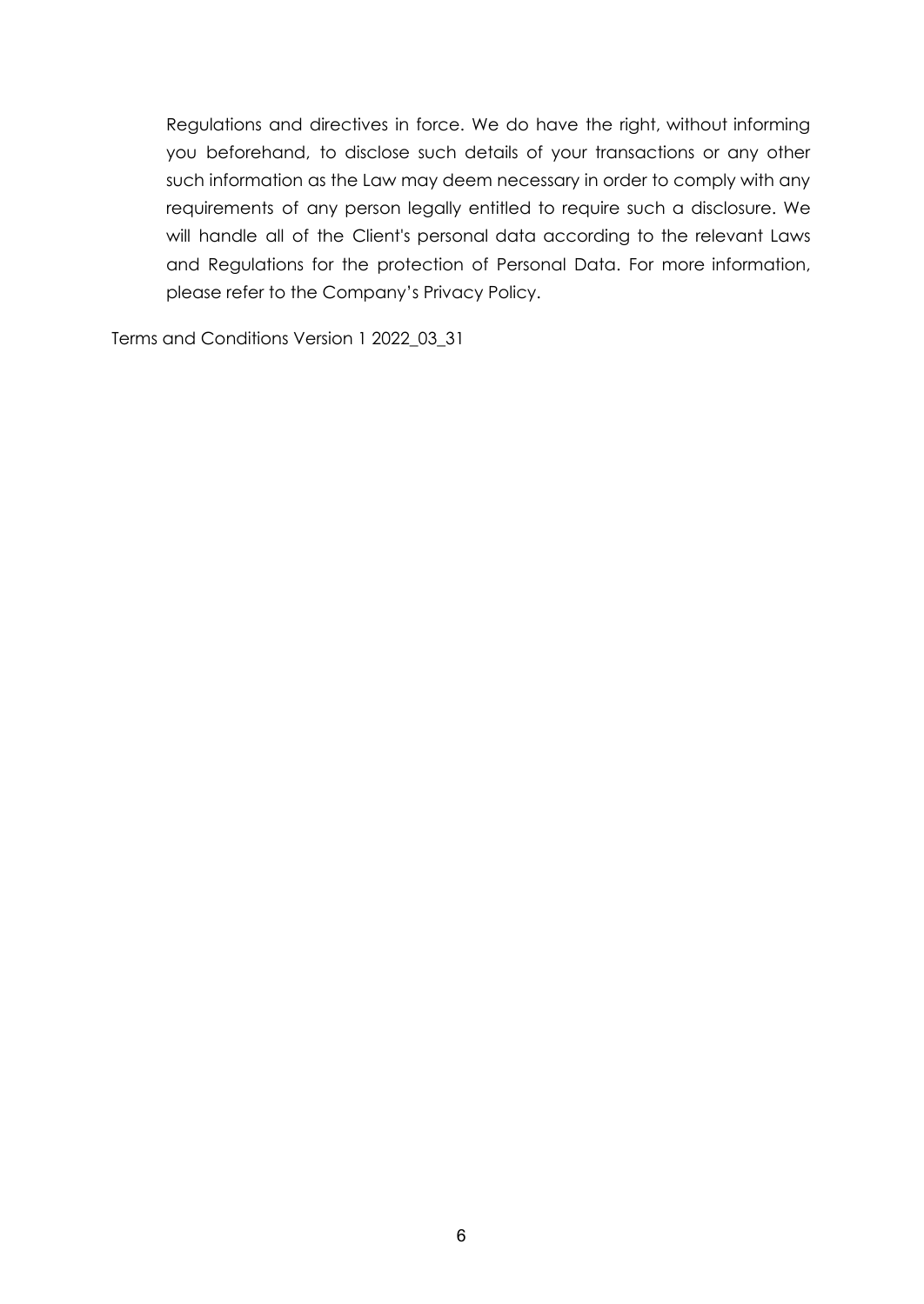Regulations and directives in force. We do have the right, without informing you beforehand, to disclose such details of your transactions or any other such information as the Law may deem necessary in order to comply with any requirements of any person legally entitled to require such a disclosure. We will handle all of the Client's personal data according to the relevant Laws and Regulations for the protection of Personal Data. For more information, please refer to the Company's Privacy Policy.

Terms and Conditions Version 1 2022_03_31